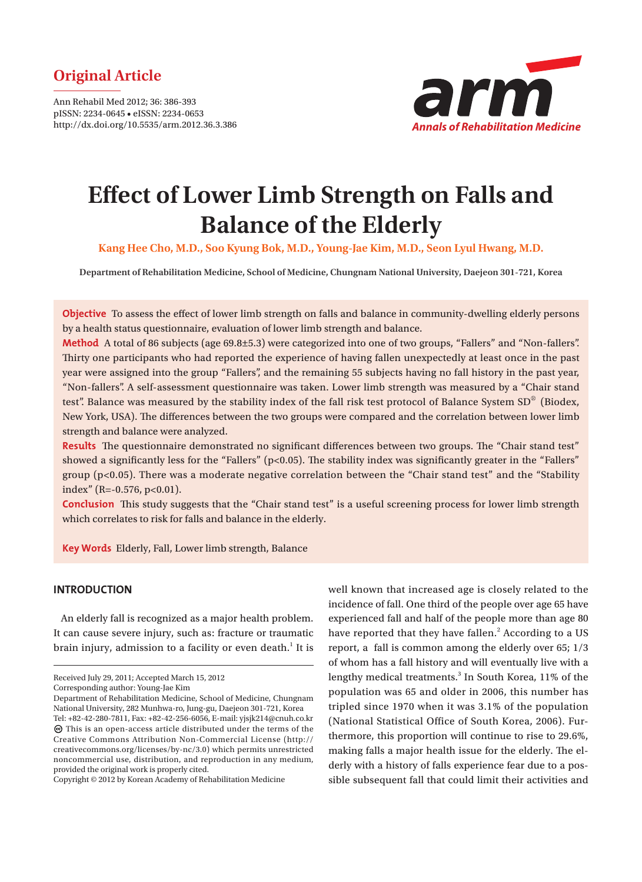**Original Article**

Ann Rehabil Med 2012; 36: 386-393
pISSN: 2234-0645 • eISSN: 2234-0653
http://dx.doi.org/10.5535/arm.2012.36.3.386

# Effect of Lower Limb Strength on Falls and Balance of the Elderly

**Kang Hee Cho, M.D., Soo Kyung Bok, M.D., Young-Jae Kim, M.D., Seon Lyul Hwang, M.D.**

Department of Rehabilitation Medicine, School of Medicine, Chungnam National University, Daejeon 301-721, Korea

**Objective** To assess the effect of lower limb strength on falls and balance in community-dwelling elderly persons by a health status questionnaire, evaluation of lower limb strength and balance.

**Method** A total of 86 subjects (age 69.8±5.3) were categorized into one of two groups, "Fallers" and "Non-fallers". Thirty one participants who had reported the experience of having fallen unexpectedly at least once in the past year were assigned into the group "Fallers", and the remaining 55 subjects having no fall history in the past year, "Non-fallers". A self-assessment questionnaire was taken. Lower limb strength was measured by a "Chair stand test". Balance was measured by the stability index of the fall risk test protocol of Balance System SD® (Biodex, New York, USA). The differences between the two groups were compared and the correlation between lower limb strength and balance were analyzed.

**Results** The questionnaire demonstrated no significant differences between two groups. The "Chair stand test" showed a significantly less for the "Fallers" ($p<0.05$). The stability index was significantly greater in the "Fallers" group ($p<0.05$). There was a moderate negative correlation between the "Chair stand test" and the "Stability index" ($R=-0.576$, $p<0.01$).

**Conclusion** This study suggests that the "Chair stand test" is a useful screening process for lower limb strength which correlates to risk for falls and balance in the elderly.

**Key Words** Elderly, Fall, Lower limb strength, Balance

## INTRODUCTION

An elderly fall is recognized as a major health problem. It can cause severe injury, such as: fracture or traumatic brain injury, admission to a facility or even death.[1] It is well known that increased age is closely related to the incidence of fall. One third of the people over age 65 have experienced fall and half of the people more than age 80 have reported that they have fallen.[2] According to a US report, a fall is common among the elderly over 65; 1/3 of whom has a fall history and will eventually live with a lengthy medical treatments.[3] In South Korea, 11% of the population was 65 and older in 2006, this number has tripled since 1970 when it was 3.1% of the population (National Statistical Office of South Korea, 2006). Furthermore, this proportion will continue to rise to 29.6%, making falls a major health issue for the elderly. The elderly with a history of falls experience fear due to a possible subsequent fall that could limit their activities and

Received July 29, 2011; Accepted March 15, 2012
Corresponding author: Young-Jae Kim
Department of Rehabilitation Medicine, School of Medicine, Chungnam National University, 282 Munhwa-ro, Jung-gu, Daejeon 301-721, Korea
Tel: +82-42-280-7811, Fax: +82-42-256-6056, E-mail: yjsjk214@cnuh.co.kr
This is an open-access article distributed under the terms of the Creative Commons Attribution Non-Commercial License (http://creativecommons.org/licenses/by-nc/3.0) which permits unrestricted noncommercial use, distribution, and reproduction in any medium, provided the original work is properly cited.
Copyright © 2012 by Korean Academy of Rehabilitation Medicine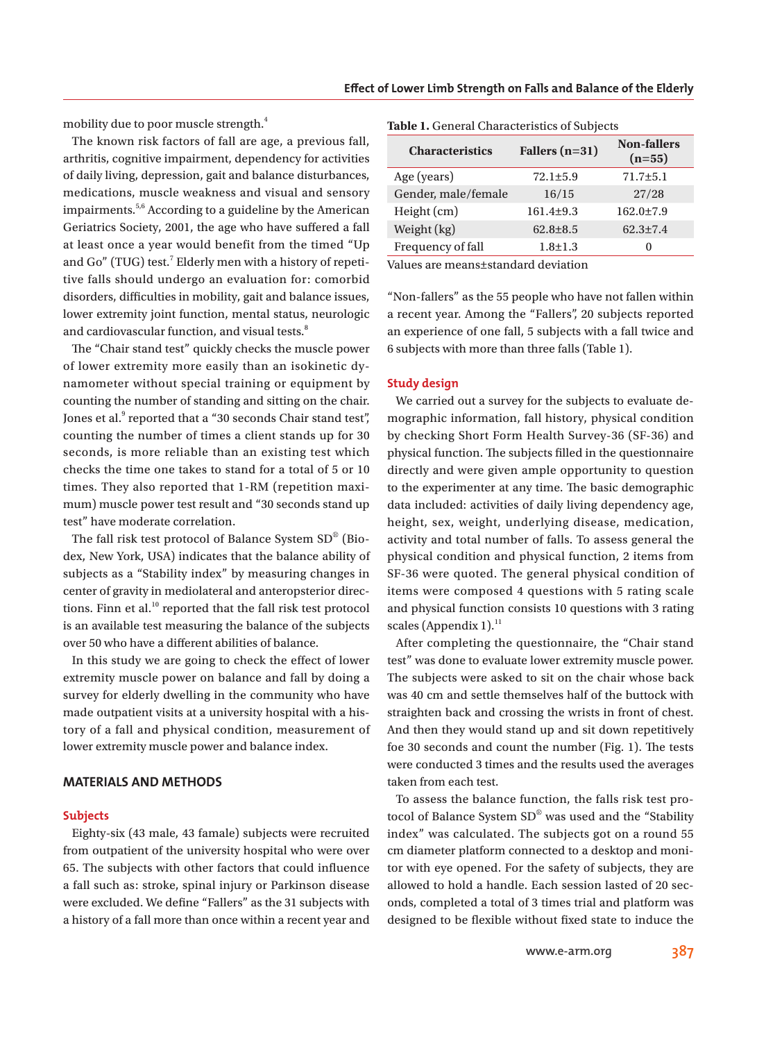mobility due to poor muscle strength.[4]

The known risk factors of fall are age, a previous fall, arthritis, cognitive impairment, dependency for activities of daily living, depression, gait and balance disturbances, medications, muscle weakness and visual and sensory impairments.[5,6] According to a guideline by the American Geriatrics Society, 2001, the age who have suffered a fall at least once a year would benefit from the timed "Up and Go" (TUG) test.[7] Elderly men with a history of repetitive falls should undergo an evaluation for: comorbid disorders, difficulties in mobility, gait and balance issues, lower extremity joint function, mental status, neurologic and cardiovascular function, and visual tests.[8]

The "Chair stand test" quickly checks the muscle power of lower extremity more easily than an isokinetic dynamometer without special training or equipment by counting the number of standing and sitting on the chair. Jones et al.[9] reported that a "30 seconds Chair stand test", counting the number of times a client stands up for 30 seconds, is more reliable than an existing test which checks the time one takes to stand for a total of 5 or 10 times. They also reported that 1-RM (repetition maximum) muscle power test result and "30 seconds stand up test" have moderate correlation.

The fall risk test protocol of Balance System SD® (Biodex, New York, USA) indicates that the balance ability of subjects as a "Stability index" by measuring changes in center of gravity in mediolateral and anteropsterior directions. Finn et al.[10] reported that the fall risk test protocol is an available test measuring the balance of the subjects over 50 who have a different abilities of balance.

In this study we are going to check the effect of lower extremity muscle power on balance and fall by doing a survey for elderly dwelling in the community who have made outpatient visits at a university hospital with a history of a fall and physical condition, measurement of lower extremity muscle power and balance index.

## MATERIALS AND METHODS

### Subjects

Eighty-six (43 male, 43 famale) subjects were recruited from outpatient of the university hospital who were over 65. The subjects with other factors that could influence a fall such as: stroke, spinal injury or Parkinson disease were excluded. We define "Fallers" as the 31 subjects with a history of a fall more than once within a recent year and "Non-fallers" as the 55 people who have not fallen within a recent year. Among the "Fallers", 20 subjects reported an experience of one fall, 5 subjects with a fall twice and 6 subjects with more than three falls (Table 1).

**Table 1.** General Characteristics of Subjects

| Characteristics | Fallers (n=31) | Non-fallers (n=55) |
|---|---|---|
| Age (years) | 72.1±5.9 | 71.7±5.1 |
| Gender, male/female | 16/15 | 27/28 |
| Height (cm) | 161.4±9.3 | 162.0±7.9 |
| Weight (kg) | 62.8±8.5 | 62.3±7.4 |
| Frequency of fall | 1.8±1.3 | 0 |

Values are means±standard deviation

### Study design

We carried out a survey for the subjects to evaluate demographic information, fall history, physical condition by checking Short Form Health Survey-36 (SF-36) and physical function. The subjects filled in the questionnaire directly and were given ample opportunity to question to the experimenter at any time. The basic demographic data included: activities of daily living dependency age, height, sex, weight, underlying disease, medication, activity and total number of falls. To assess general the physical condition and physical function, 2 items from SF-36 were quoted. The general physical condition of items were composed 4 questions with 5 rating scale and physical function consists 10 questions with 3 rating scales (Appendix 1).[11]

After completing the questionnaire, the "Chair stand test" was done to evaluate lower extremity muscle power. The subjects were asked to sit on the chair whose back was 40 cm and settle themselves half of the buttock with straighten back and crossing the wrists in front of chest. And then they would stand up and sit down repetitively foe 30 seconds and count the number (Fig. 1). The tests were conducted 3 times and the results used the averages taken from each test.

To assess the balance function, the falls risk test protocol of Balance System SD® was used and the "Stability index" was calculated. The subjects got on a round 55 cm diameter platform connected to a desktop and monitor with eye opened. For the safety of subjects, they are allowed to hold a handle. Each session lasted of 20 seconds, completed a total of 3 times trial and platform was designed to be flexible without fixed state to induce the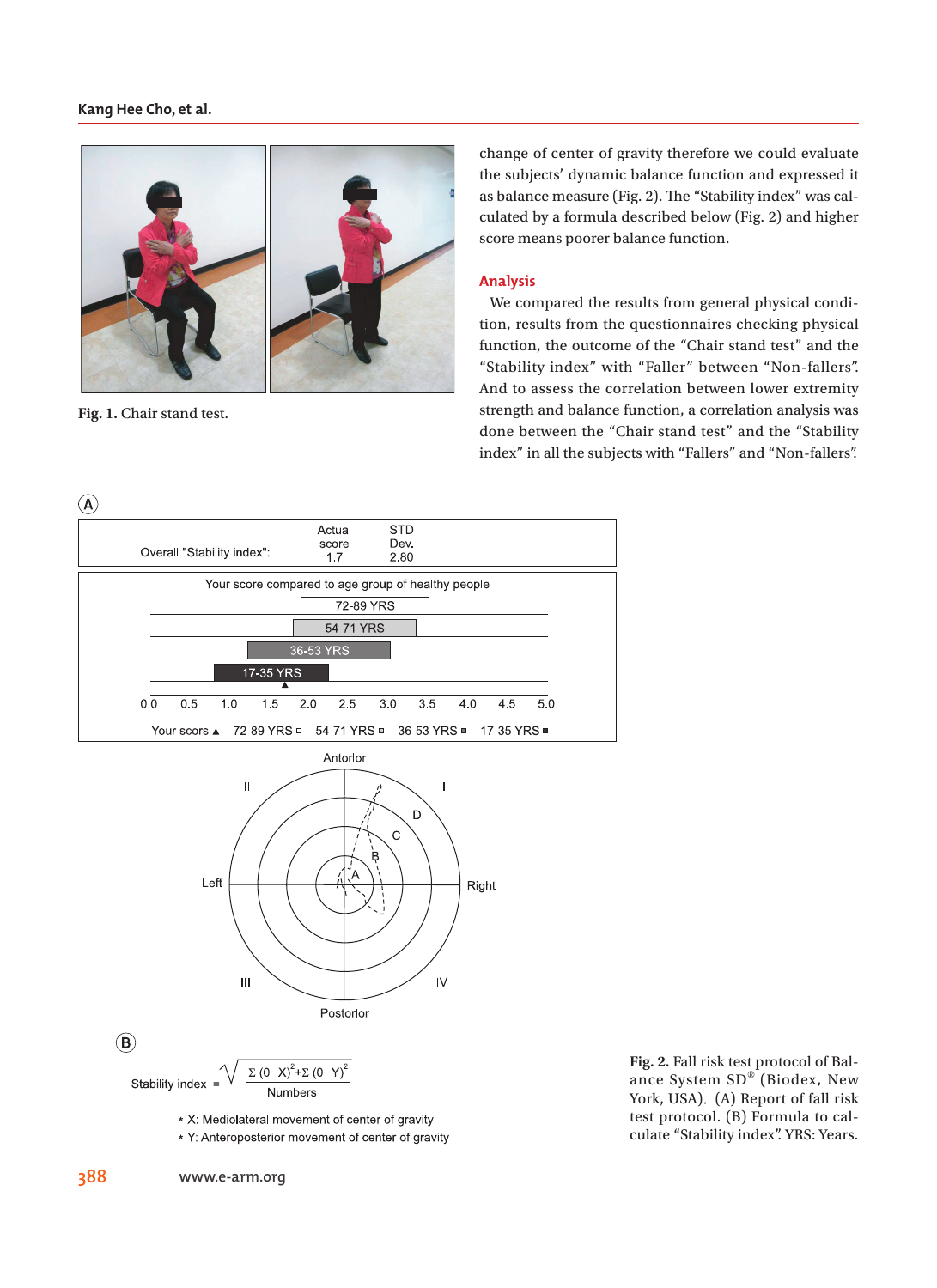Fig. 1. Chair stand test.

change of center of gravity therefore we could evaluate the subjects' dynamic balance function and expressed it as balance measure (Fig. 2). The "Stability index" was calculated by a formula described below (Fig. 2) and higher score means poorer balance function.

## Analysis

We compared the results from general physical condition, results from the questionnaires checking physical function, the outcome of the "Chair stand test" and the "Stability index" with "Faller" between "Non-fallers". And to assess the correlation between lower extremity strength and balance function, a correlation analysis was done between the "Chair stand test" and the "Stability index" in all the subjects with "Fallers" and "Non-fallers".

(A)

| Overall "Stability index": | Actual score | STD Dev. |
|---|---|---|
| | 1.7 | 2.80 |

Your score compared to age group of healthy people

72-89 YRS
54-71 YRS
36-53 YRS
17-35 YRS

0.0 0.5 1.0 1.5 2.0 2.5 3.0 3.5 4.0 4.5 5.0

Your scors ▲ 72-89 YRS ◻ 54-71 YRS ◻ 36-53 YRS ◼ 17-35 YRS ◼

Antorlor
II I
D
C
B
Left A Right
III IV
Postorlor

(B)

$$\text{Stability index} = \sqrt{\frac{\Sigma\,(0-X)^2 + \Sigma\,(0-Y)^2}{\text{Numbers}}}$$

* X: Mediolateral movement of center of gravity
* Y: Anteroposterior movement of center of gravity

Fig. 2. Fall risk test protocol of Balance System SD® (Biodex, New York, USA). (A) Report of fall risk test protocol. (B) Formula to calculate "Stability index". YRS: Years.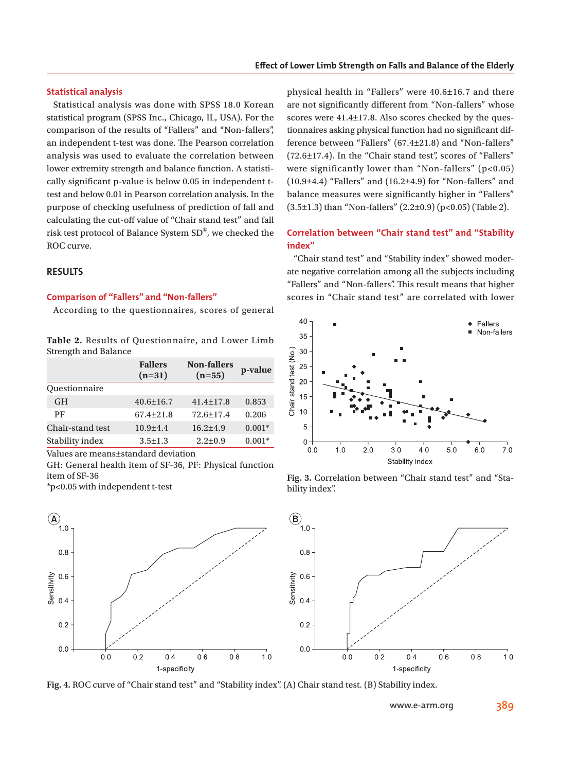### Statistical analysis

Statistical analysis was done with SPSS 18.0 Korean statistical program (SPSS Inc., Chicago, IL, USA). For the comparison of the results of "Fallers" and "Non-fallers", an independent t-test was done. The Pearson correlation analysis was used to evaluate the correlation between lower extremity strength and balance function. A statistically significant p-value is below 0.05 in independent t-test and below 0.01 in Pearson correlation analysis. In the purpose of checking usefulness of prediction of fall and calculating the cut-off value of "Chair stand test" and fall risk test protocol of Balance System SD®, we checked the ROC curve.

## RESULTS

### Comparison of "Fallers" and "Non-fallers"

According to the questionnaires, scores of general physical health in "Fallers" were 40.6±16.7 and there are not significantly different from "Non-fallers" whose scores were 41.4±17.8. Also scores checked by the questionnaires asking physical function had no significant difference between "Fallers" (67.4±21.8) and "Non-fallers" (72.6±17.4). In the "Chair stand test", scores of "Fallers" were significantly lower than "Non-fallers" ($p<0.05$) (10.9±4.4) "Fallers" and (16.2±4.9) for "Non-fallers" and balance measures were significantly higher in "Fallers" (3.5±1.3) than "Non-fallers" (2.2±0.9) ($p<0.05$) (Table 2).

**Table 2.** Results of Questionnaire, and Lower Limb Strength and Balance

| | Fallers (n=31) | Non-fallers (n=55) | p-value |
|---|---|---|---|
| Questionnaire | | | |
| GH | 40.6±16.7 | 41.4±17.8 | 0.853 |
| PF | 67.4±21.8 | 72.6±17.4 | 0.206 |
| Chair-stand test | 10.9±4.4 | 16.2±4.9 | 0.001* |
| Stability index | 3.5±1.3 | 2.2±0.9 | 0.001* |

Values are means±standard deviation
GH: General health item of SF-36, PF: Physical function item of SF-36
*p<0.05 with independent t-test

### Correlation between "Chair stand test" and "Stability index"

"Chair stand test" and "Stability index" showed moderate negative correlation among all the subjects including "Fallers" and "Non-fallers". This result means that higher scores in "Chair stand test" are correlated with lower

**Fig. 3.** Correlation between "Chair stand test" and "Stability index".

**Fig. 4.** ROC curve of "Chair stand test" and "Stability index". (A) Chair stand test. (B) Stability index.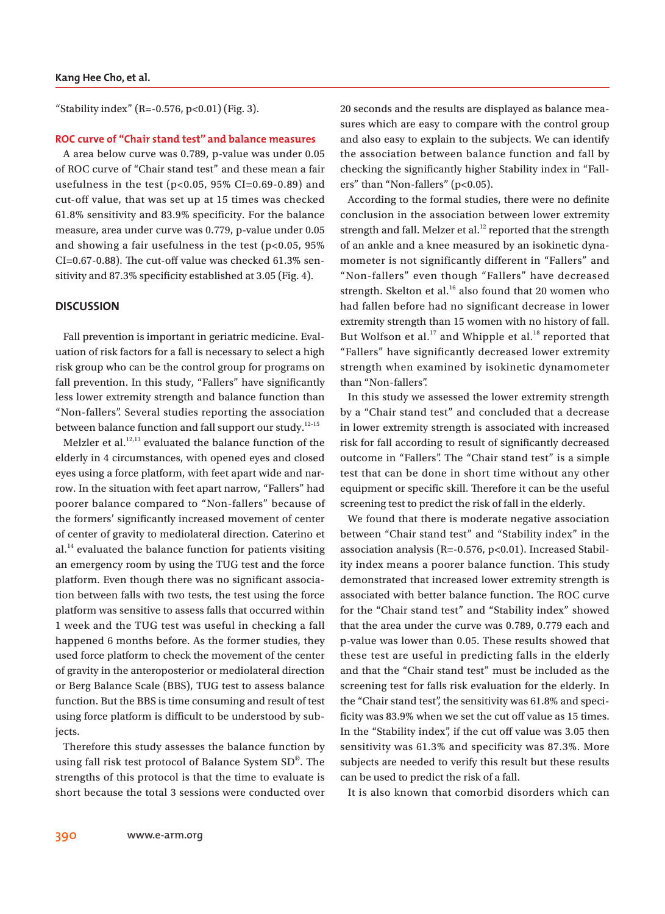"Stability index" ($R=-0.576$, $p<0.01$) (Fig. 3).

### ROC curve of "Chair stand test" and balance measures

A area below curve was 0.789, p-value was under 0.05 of ROC curve of "Chair stand test" and these mean a fair usefulness in the test ($p<0.05$, 95% CI=0.69-0.89) and cut-off value, that was set up at 15 times was checked 61.8% sensitivity and 83.9% specificity. For the balance measure, area under curve was 0.779, p-value under 0.05 and showing a fair usefulness in the test ($p<0.05$, 95% CI=0.67-0.88). The cut-off value was checked 61.3% sensitivity and 87.3% specificity established at 3.05 (Fig. 4).

## DISCUSSION

Fall prevention is important in geriatric medicine. Evaluation of risk factors for a fall is necessary to select a high risk group who can be the control group for programs on fall prevention. In this study, "Fallers" have significantly less lower extremity strength and balance function than "Non-fallers". Several studies reporting the association between balance function and fall support our study.[12-15]

Melzler et al.[12,13] evaluated the balance function of the elderly in 4 circumstances, with opened eyes and closed eyes using a force platform, with feet apart wide and narrow. In the situation with feet apart narrow, "Fallers" had poorer balance compared to "Non-fallers" because of the formers' significantly increased movement of center of center of gravity to mediolateral direction. Caterino et al.[14] evaluated the balance function for patients visiting an emergency room by using the TUG test and the force platform. Even though there was no significant association between falls with two tests, the test using the force platform was sensitive to assess falls that occurred within 1 week and the TUG test was useful in checking a fall happened 6 months before. As the former studies, they used force platform to check the movement of the center of gravity in the anteroposterior or mediolateral direction or Berg Balance Scale (BBS), TUG test to assess balance function. But the BBS is time consuming and result of test using force platform is difficult to be understood by subjects.

Therefore this study assesses the balance function by using fall risk test protocol of Balance System SD®. The strengths of this protocol is that the time to evaluate is short because the total 3 sessions were conducted over 20 seconds and the results are displayed as balance measures which are easy to compare with the control group and also easy to explain to the subjects. We can identify the association between balance function and fall by checking the significantly higher Stability index in "Fallers" than "Non-fallers" ($p<0.05$).

According to the formal studies, there were no definite conclusion in the association between lower extremity strength and fall. Melzer et al.[12] reported that the strength of an ankle and a knee measured by an isokinetic dynamometer is not significantly different in "Fallers" and "Non-fallers" even though "Fallers" have decreased strength. Skelton et al.[16] also found that 20 women who had fallen before had no significant decrease in lower extremity strength than 15 women with no history of fall. But Wolfson et al.[17] and Whipple et al.[18] reported that "Fallers" have significantly decreased lower extremity strength when examined by isokinetic dynamometer than "Non-fallers".

In this study we assessed the lower extremity strength by a "Chair stand test" and concluded that a decrease in lower extremity strength is associated with increased risk for fall according to result of significantly decreased outcome in "Fallers". The "Chair stand test" is a simple test that can be done in short time without any other equipment or specific skill. Therefore it can be the useful screening test to predict the risk of fall in the elderly.

We found that there is moderate negative association between "Chair stand test" and "Stability index" in the association analysis ($R=-0.576$, $p<0.01$). Increased Stability index means a poorer balance function. This study demonstrated that increased lower extremity strength is associated with better balance function. The ROC curve for the "Chair stand test" and "Stability index" showed that the area under the curve was 0.789, 0.779 each and p-value was lower than 0.05. These results showed that these test are useful in predicting falls in the elderly and that the "Chair stand test" must be included as the screening test for falls risk evaluation for the elderly. In the "Chair stand test", the sensitivity was 61.8% and specificity was 83.9% when we set the cut off value as 15 times. In the "Stability index", if the cut off value was 3.05 then sensitivity was 61.3% and specificity was 87.3%. More subjects are needed to verify this result but these results can be used to predict the risk of a fall.

It is also known that comorbid disorders which can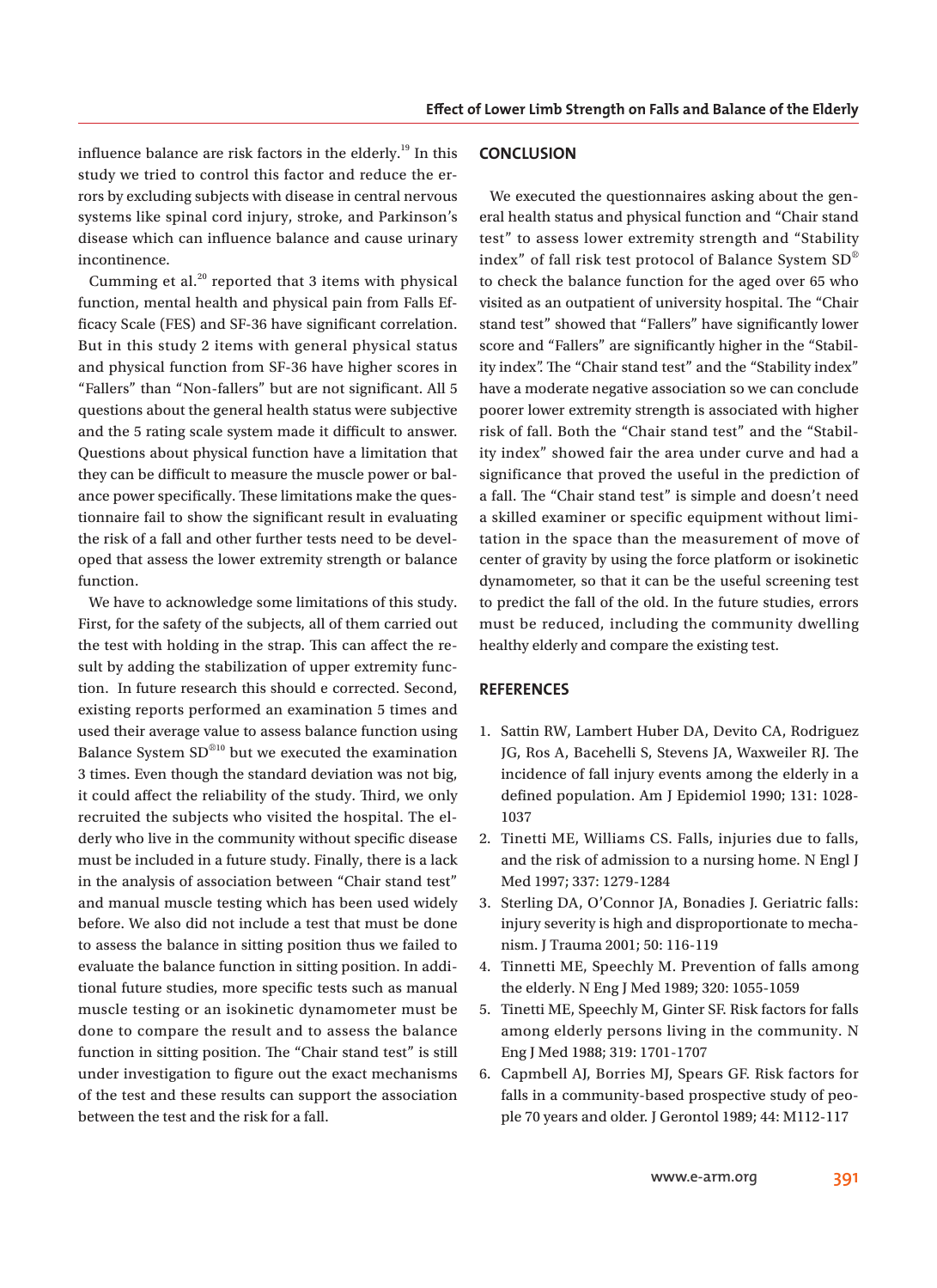influence balance are risk factors in the elderly.[19] In this study we tried to control this factor and reduce the errors by excluding subjects with disease in central nervous systems like spinal cord injury, stroke, and Parkinson's disease which can influence balance and cause urinary incontinence.

Cumming et al.[20] reported that 3 items with physical function, mental health and physical pain from Falls Efficacy Scale (FES) and SF-36 have significant correlation. But in this study 2 items with general physical status and physical function from SF-36 have higher scores in "Fallers" than "Non-fallers" but are not significant. All 5 questions about the general health status were subjective and the 5 rating scale system made it difficult to answer. Questions about physical function have a limitation that they can be difficult to measure the muscle power or balance power specifically. These limitations make the questionnaire fail to show the significant result in evaluating the risk of a fall and other further tests need to be developed that assess the lower extremity strength or balance function.

We have to acknowledge some limitations of this study. First, for the safety of the subjects, all of them carried out the test with holding in the strap. This can affect the result by adding the stabilization of upper extremity function. In future research this should e corrected. Second, existing reports performed an examination 5 times and used their average value to assess balance function using Balance System SD®[10] but we executed the examination 3 times. Even though the standard deviation was not big, it could affect the reliability of the study. Third, we only recruited the subjects who visited the hospital. The elderly who live in the community without specific disease must be included in a future study. Finally, there is a lack in the analysis of association between "Chair stand test" and manual muscle testing which has been used widely before. We also did not include a test that must be done to assess the balance in sitting position thus we failed to evaluate the balance function in sitting position. In additional future studies, more specific tests such as manual muscle testing or an isokinetic dynamometer must be done to compare the result and to assess the balance function in sitting position. The "Chair stand test" is still under investigation to figure out the exact mechanisms of the test and these results can support the association between the test and the risk for a fall.

## CONCLUSION

We executed the questionnaires asking about the general health status and physical function and "Chair stand test" to assess lower extremity strength and "Stability index" of fall risk test protocol of Balance System SD® to check the balance function for the aged over 65 who visited as an outpatient of university hospital. The "Chair stand test" showed that "Fallers" have significantly lower score and "Fallers" are significantly higher in the "Stability index". The "Chair stand test" and the "Stability index" have a moderate negative association so we can conclude poorer lower extremity strength is associated with higher risk of fall. Both the "Chair stand test" and the "Stability index" showed fair the area under curve and had a significance that proved the useful in the prediction of a fall. The "Chair stand test" is simple and doesn't need a skilled examiner or specific equipment without limitation in the space than the measurement of move of center of gravity by using the force platform or isokinetic dynamometer, so that it can be the useful screening test to predict the fall of the old. In the future studies, errors must be reduced, including the community dwelling healthy elderly and compare the existing test.

## REFERENCES

1. Sattin RW, Lambert Huber DA, Devito CA, Rodriguez JG, Ros A, Bacehelli S, Stevens JA, Waxweiler RJ. The incidence of fall injury events among the elderly in a defined population. Am J Epidemiol 1990; 131: 1028-1037
2. Tinetti ME, Williams CS. Falls, injuries due to falls, and the risk of admission to a nursing home. N Engl J Med 1997; 337: 1279-1284
3. Sterling DA, O'Connor JA, Bonadies J. Geriatric falls: injury severity is high and disproportionate to mechanism. J Trauma 2001; 50: 116-119
4. Tinnetti ME, Speechly M. Prevention of falls among the elderly. N Eng J Med 1989; 320: 1055-1059
5. Tinetti ME, Speechly M, Ginter SF. Risk factors for falls among elderly persons living in the community. N Eng J Med 1988; 319: 1701-1707
6. Capmbell AJ, Borries MJ, Spears GF. Risk factors for falls in a community-based prospective study of people 70 years and older. J Gerontol 1989; 44: M112-117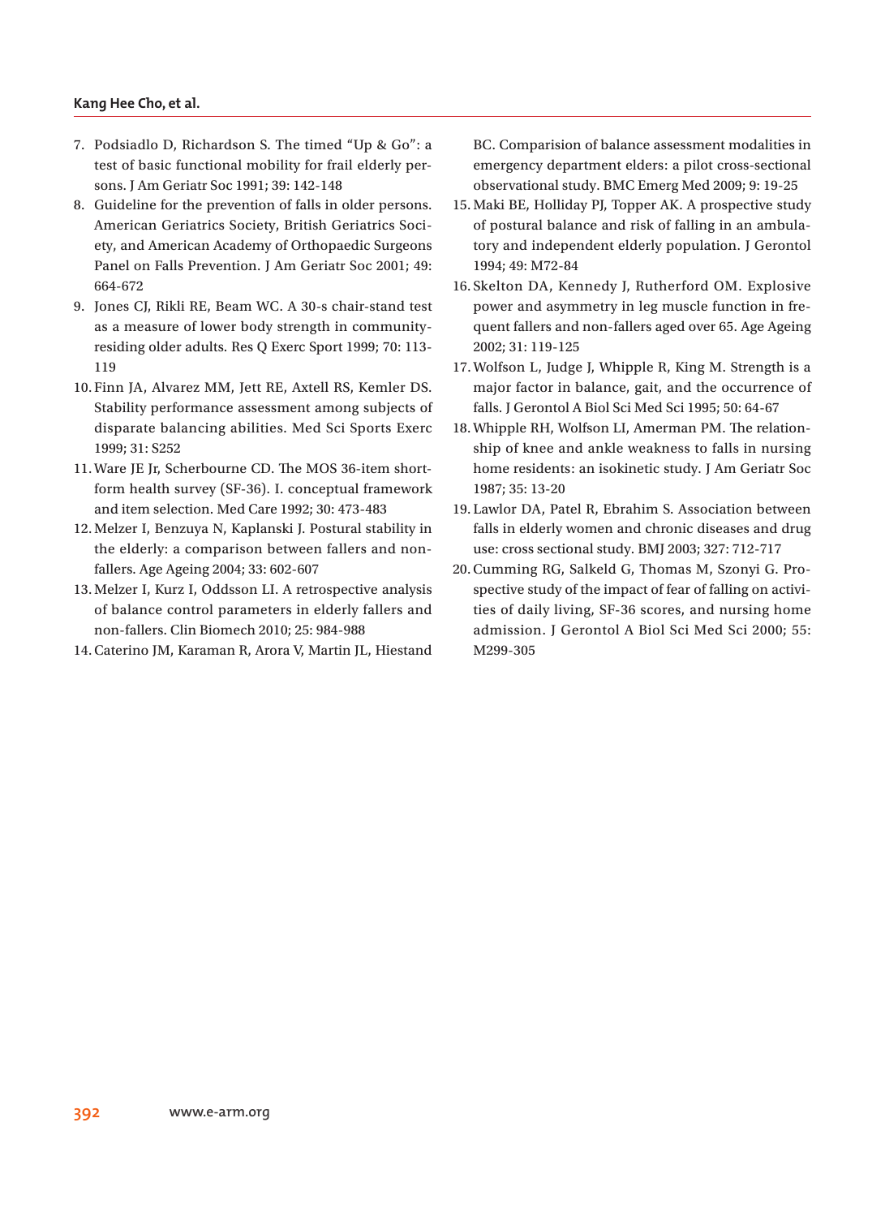7. Podsiadlo D, Richardson S. The timed "Up & Go": a test of basic functional mobility for frail elderly persons. J Am Geriatr Soc 1991; 39: 142-148
8. Guideline for the prevention of falls in older persons. American Geriatrics Society, British Geriatrics Society, and American Academy of Orthopaedic Surgeons Panel on Falls Prevention. J Am Geriatr Soc 2001; 49: 664-672
9. Jones CJ, Rikli RE, Beam WC. A 30-s chair-stand test as a measure of lower body strength in community-residing older adults. Res Q Exerc Sport 1999; 70: 113-119
10. Finn JA, Alvarez MM, Jett RE, Axtell RS, Kemler DS. Stability performance assessment among subjects of disparate balancing abilities. Med Sci Sports Exerc 1999; 31: S252
11. Ware JE Jr, Scherbourne CD. The MOS 36-item short-form health survey (SF-36). I. conceptual framework and item selection. Med Care 1992; 30: 473-483
12. Melzer I, Benzuya N, Kaplanski J. Postural stability in the elderly: a comparison between fallers and non-fallers. Age Ageing 2004; 33: 602-607
13. Melzer I, Kurz I, Oddsson LI. A retrospective analysis of balance control parameters in elderly fallers and non-fallers. Clin Biomech 2010; 25: 984-988
14. Caterino JM, Karaman R, Arora V, Martin JL, Hiestand BC. Comparision of balance assessment modalities in emergency department elders: a pilot cross-sectional observational study. BMC Emerg Med 2009; 9: 19-25
15. Maki BE, Holliday PJ, Topper AK. A prospective study of postural balance and risk of falling in an ambulatory and independent elderly population. J Gerontol 1994; 49: M72-84
16. Skelton DA, Kennedy J, Rutherford OM. Explosive power and asymmetry in leg muscle function in frequent fallers and non-fallers aged over 65. Age Ageing 2002; 31: 119-125
17. Wolfson L, Judge J, Whipple R, King M. Strength is a major factor in balance, gait, and the occurrence of falls. J Gerontol A Biol Sci Med Sci 1995; 50: 64-67
18. Whipple RH, Wolfson LI, Amerman PM. The relationship of knee and ankle weakness to falls in nursing home residents: an isokinetic study. J Am Geriatr Soc 1987; 35: 13-20
19. Lawlor DA, Patel R, Ebrahim S. Association between falls in elderly women and chronic diseases and drug use: cross sectional study. BMJ 2003; 327: 712-717
20. Cumming RG, Salkeld G, Thomas M, Szonyi G. Prospective study of the impact of fear of falling on activities of daily living, SF-36 scores, and nursing home admission. J Gerontol A Biol Sci Med Sci 2000; 55: M299-305